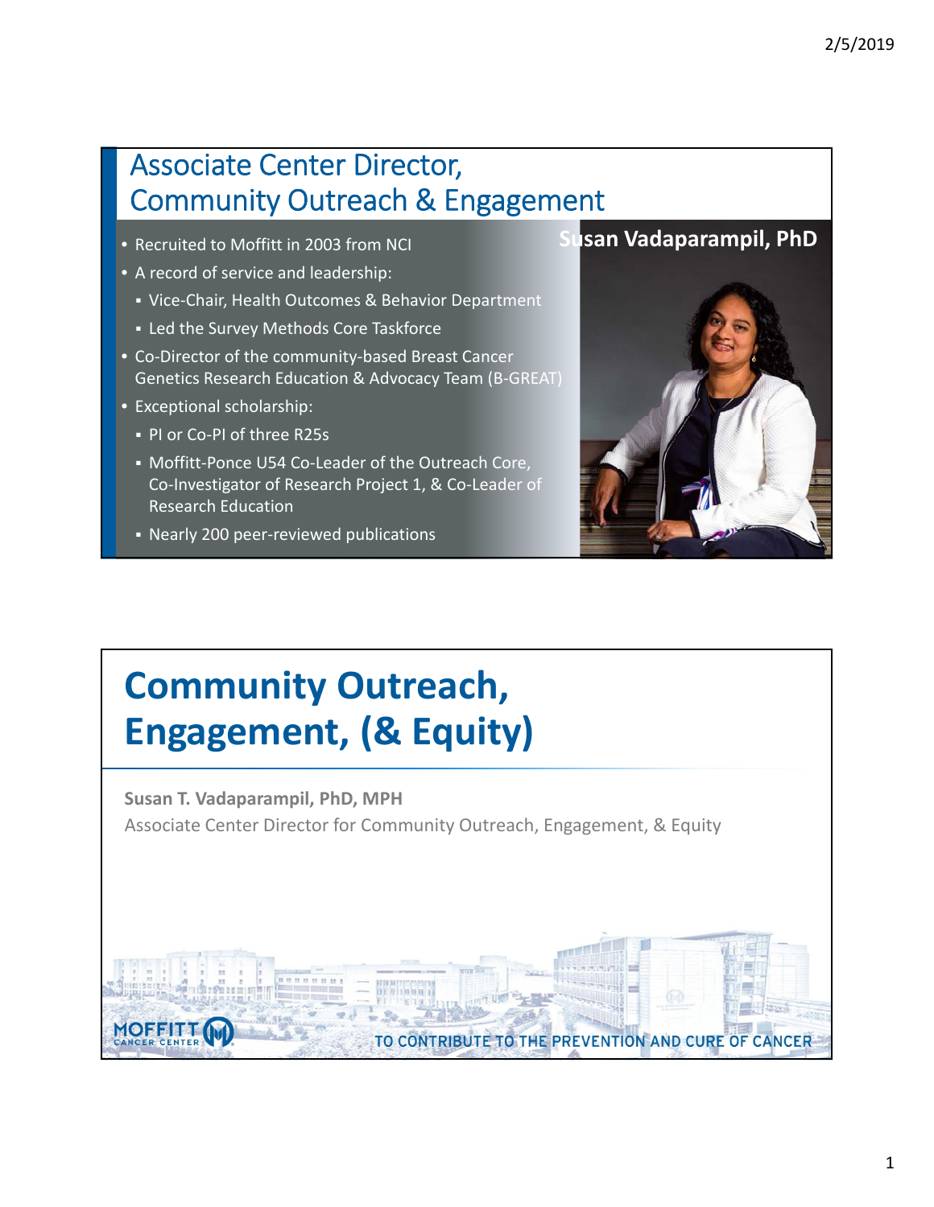# Associate Center Director, Community Outreach & Engagement

**Susan Vadaparampil, PhD**

- Recruited to Moffitt in 2003 from NCI
- A record of service and leadership:
  - Vice-Chair, Health Outcomes & Behavior Department
  - Led the Survey Methods Core Taskforce
- Co-Director of the community-based Breast Cancer Genetics Research Education & Advocacy Team (B-GREAT)
- Exceptional scholarship:
  - PI or Co-PI of three R25s
  - Moffitt-Ponce U54 Co-Leader of the Outreach Core, Co-Investigator of Research Project 1, & Co-Leader of Research Education
  - Nearly 200 peer-reviewed publications

# Community Outreach, Engagement, (& Equity)

**Susan T. Vadaparampil, PhD, MPH**

Associate Center Director for Community Outreach, Engagement, & Equity

MOFFITT CANCER CENTER

TO CONTRIBUTE TO THE PREVENTION AND CURE OF CANCER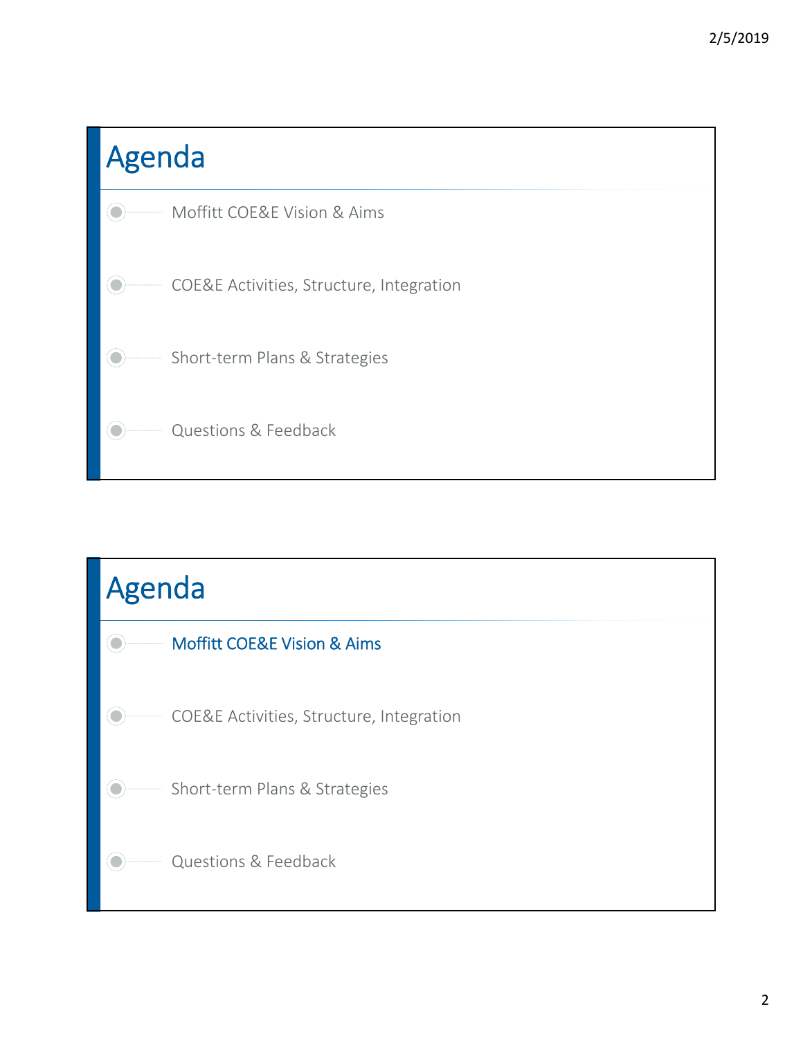## Agenda

- Moffitt COE&E Vision & Aims
- COE&E Activities, Structure, Integration
- Short-term Plans & Strategies
- Questions & Feedback

## Agenda

- **Moffitt COE&E Vision & Aims**
- COE&E Activities, Structure, Integration
- Short-term Plans & Strategies
- Questions & Feedback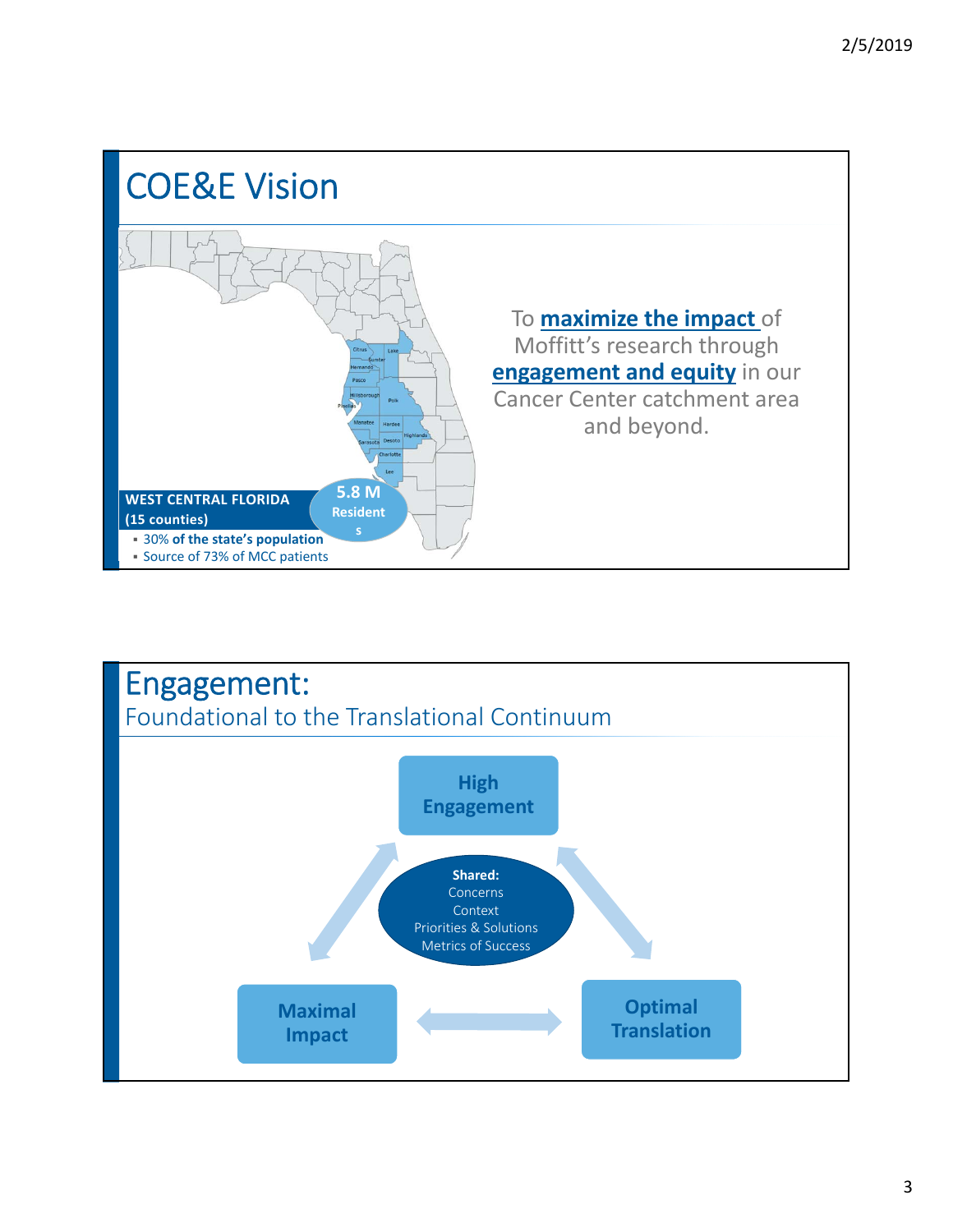## COE&E Vision

**WEST CENTRAL FLORIDA (15 counties)**

**5.8 M Residents**

- 30% **of the state's population**
- Source of 73% of MCC patients

To **maximize the impact** of Moffitt's research through **engagement and equity** in our Cancer Center catchment area and beyond.

## Engagement:

### Foundational to the Translational Continuum

**High Engagement**

**Shared:**
Concerns
Context
Priorities & Solutions
Metrics of Success

**Maximal Impact**

**Optimal Translation**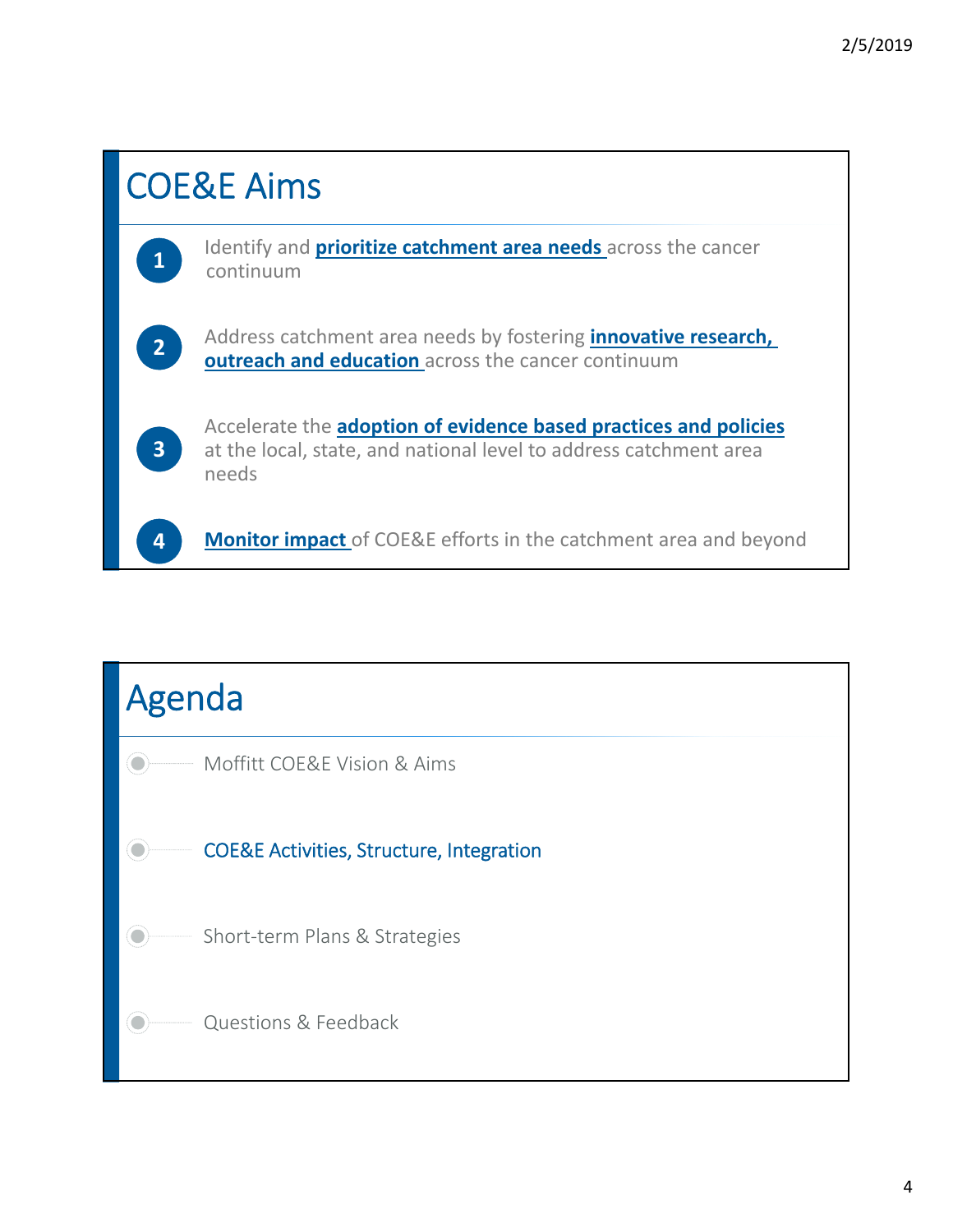## COE&E Aims

1. Identify and **prioritize catchment area needs** across the cancer continuum
2. Address catchment area needs by fostering **innovative research, outreach and education** across the cancer continuum
3. Accelerate the **adoption of evidence based practices and policies** at the local, state, and national level to address catchment area needs
4. **Monitor impact** of COE&E efforts in the catchment area and beyond

## Agenda

- Moffitt COE&E Vision & Aims
- COE&E Activities, Structure, Integration
- Short-term Plans & Strategies
- Questions & Feedback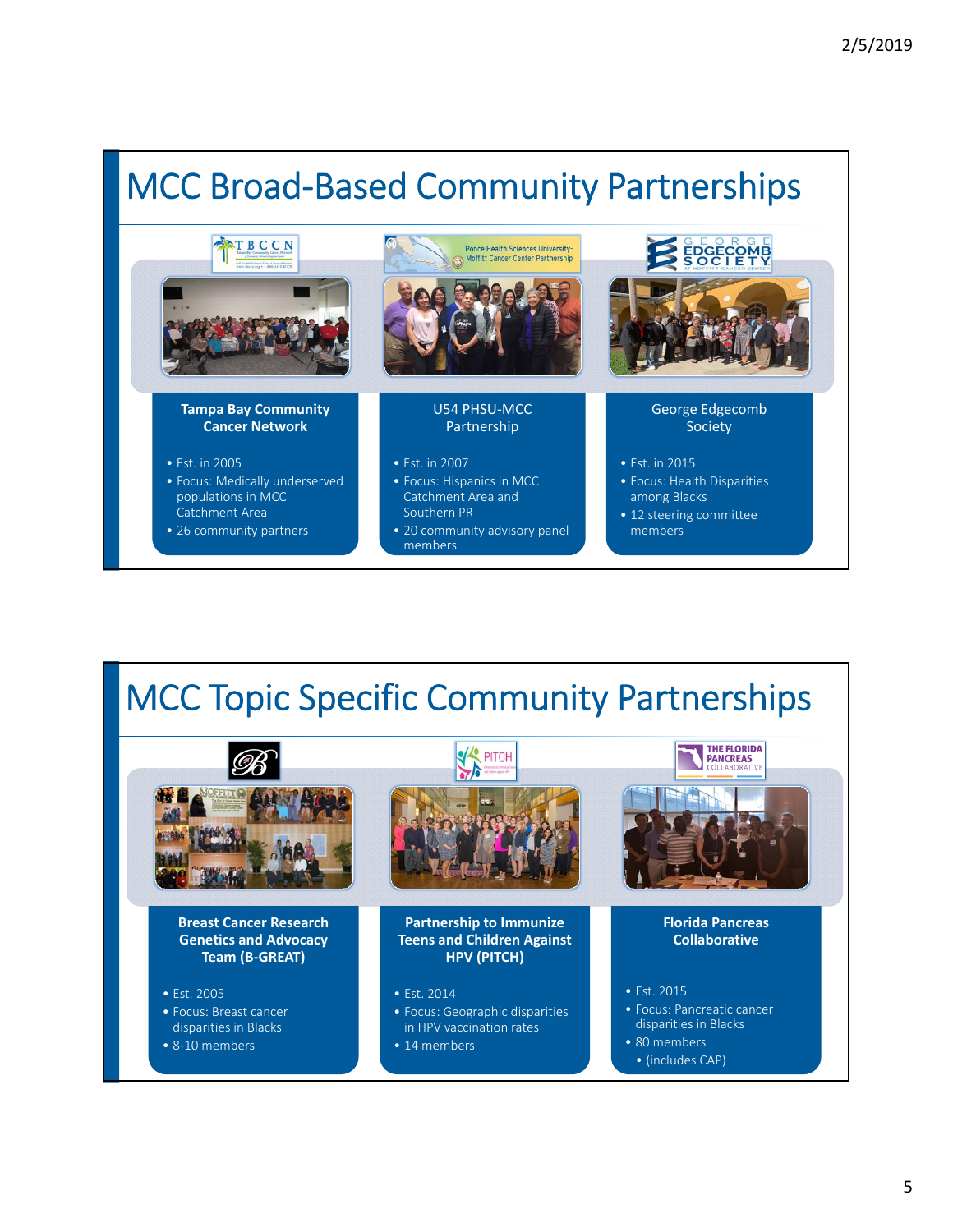# MCC Broad-Based Community Partnerships

### Tampa Bay Community Cancer Network

- Est. in 2005
- Focus: Medically underserved populations in MCC Catchment Area
- 26 community partners

### U54 PHSU-MCC Partnership

- Est. in 2007
- Focus: Hispanics in MCC Catchment Area and Southern PR
- 20 community advisory panel members

### George Edgecomb Society

- Est. in 2015
- Focus: Health Disparities among Blacks
- 12 steering committee members

# MCC Topic Specific Community Partnerships

### Breast Cancer Research Genetics and Advocacy Team (B-GREAT)

- Est. 2005
- Focus: Breast cancer disparities in Blacks
- 8-10 members

### Partnership to Immunize Teens and Children Against HPV (PITCH)

- Est. 2014
- Focus: Geographic disparities in HPV vaccination rates
- 14 members

### Florida Pancreas Collaborative

- Est. 2015
- Focus: Pancreatic cancer disparities in Blacks
- 80 members
  - (includes CAP)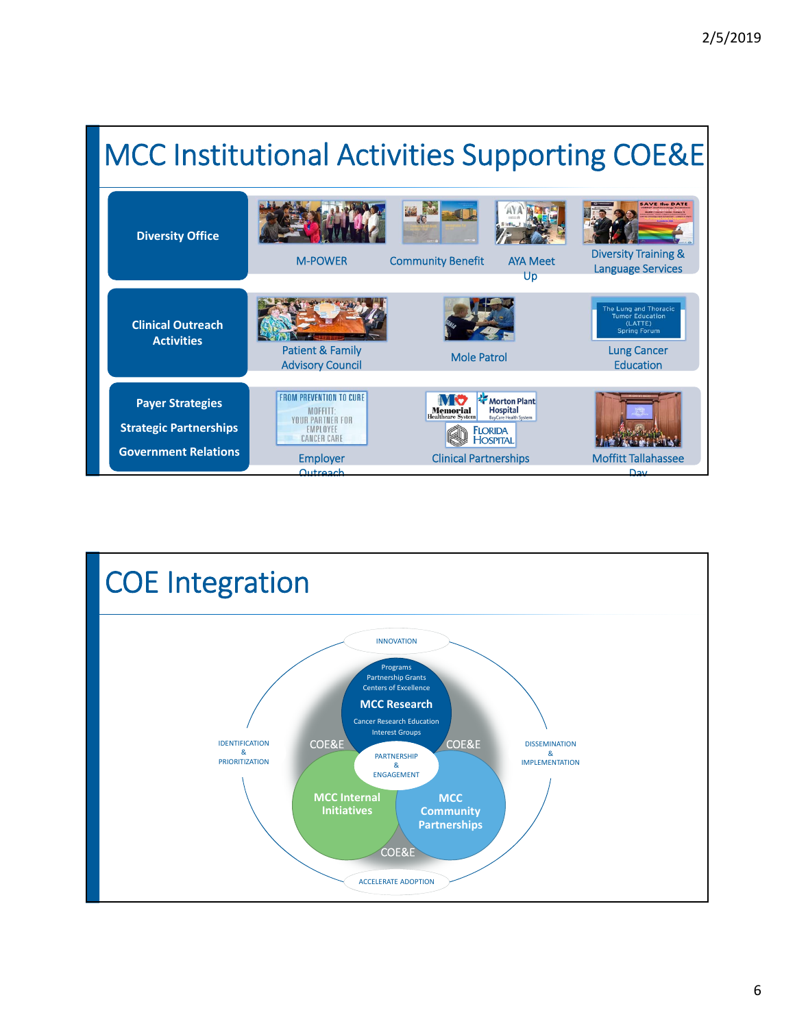# MCC Institutional Activities Supporting COE&E

**Diversity Office**

- M-POWER
- Community Benefit
- AYA Meet Up
- Diversity Training & Language Services

**Clinical Outreach Activities**

- Patient & Family Advisory Council
- Mole Patrol
- Lung Cancer Education

**Payer Strategies**

**Strategic Partnerships**

**Government Relations**

- Employer Outreach
- Clinical Partnerships
- Moffitt Tallahassee Day

# COE Integration

INNOVATION

Programs
Partnership Grants
Centers of Excellence

**MCC Research**

Cancer Research Education Interest Groups

IDENTIFICATION & PRIORITIZATION

COE&E

PARTNERSHIP & ENGAGEMENT

COE&E

DISSEMINATION & IMPLEMENTATION

**MCC Internal Initiatives**

**MCC Community Partnerships**

COE&E

ACCELERATE ADOPTION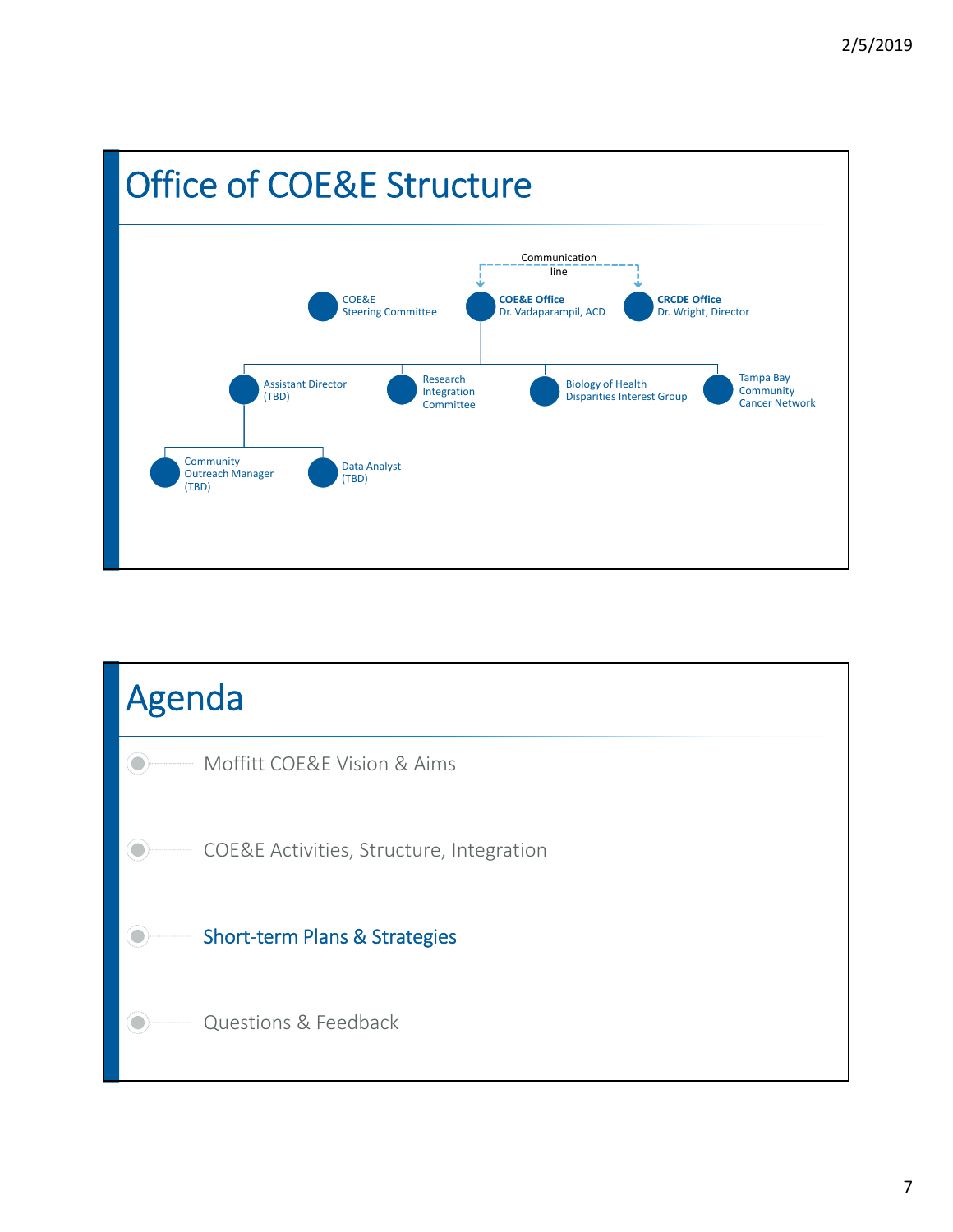# Office of COE&E Structure

Communication line

- COE&E Steering Committee
- **COE&E Office** Dr. Vadaparampil, ACD
  - Assistant Director (TBD)
    - Community Outreach Manager (TBD)
    - Data Analyst (TBD)
  - Research Integration Committee
  - Biology of Health Disparities Interest Group
  - Tampa Bay Community Cancer Network
- **CRCDE Office** Dr. Wright, Director

# Agenda

- Moffitt COE&E Vision & Aims
- COE&E Activities, Structure, Integration
- Short-term Plans & Strategies
- Questions & Feedback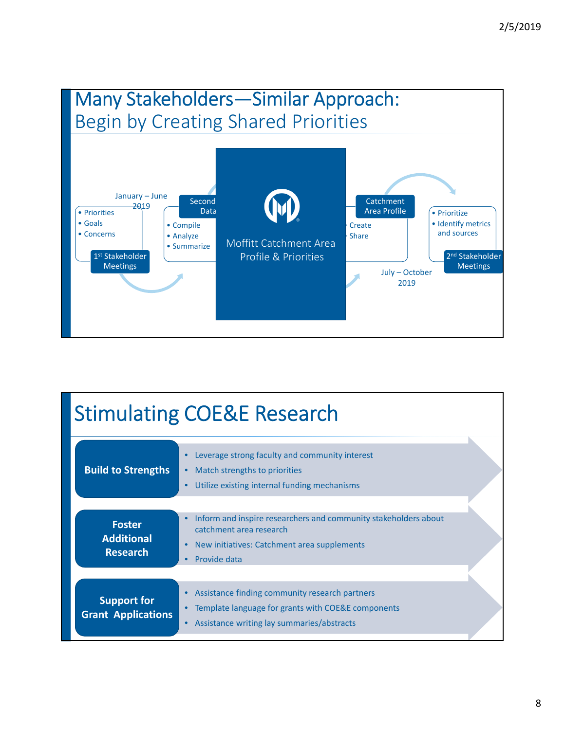# Many Stakeholders—Similar Approach: Begin by Creating Shared Priorities

January – June 2019

- Priorities
- Goals
- Concerns

1st Stakeholder Meetings

Second Data

- Compile
- Analyze
- Summarize

Moffitt Catchment Area Profile & Priorities

Catchment Area Profile

- Create
- Share

July – October 2019

- Prioritize
- Identify metrics and sources

2nd Stakeholder Meetings

# Stimulating COE&E Research

**Build to Strengths**

- Leverage strong faculty and community interest
- Match strengths to priorities
- Utilize existing internal funding mechanisms

**Foster Additional Research**

- Inform and inspire researchers and community stakeholders about catchment area research
- New initiatives: Catchment area supplements
- Provide data

**Support for Grant Applications**

- Assistance finding community research partners
- Template language for grants with COE&E components
- Assistance writing lay summaries/abstracts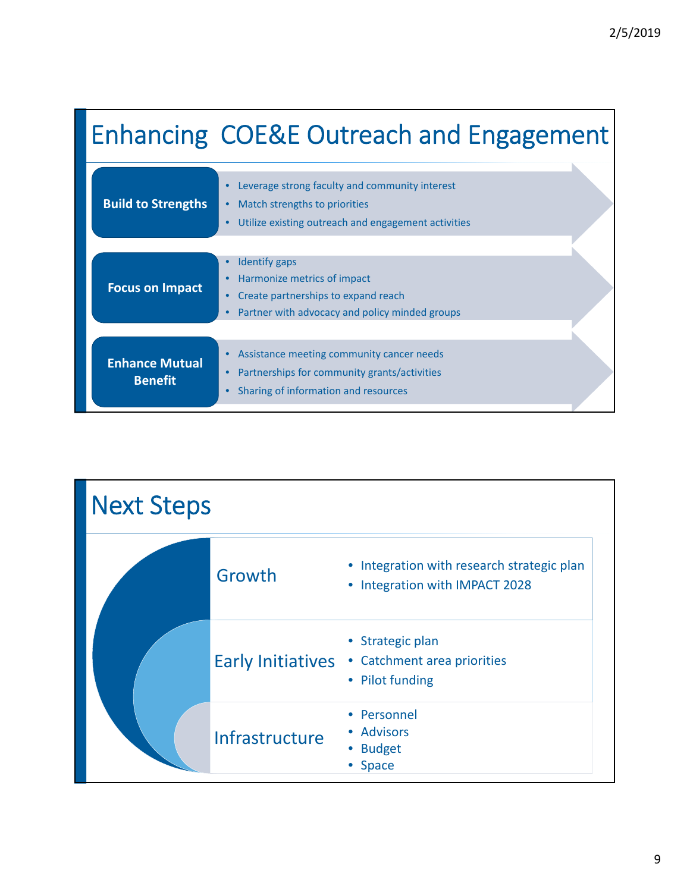## Enhancing COE&E Outreach and Engagement

**Build to Strengths**

- Leverage strong faculty and community interest
- Match strengths to priorities
- Utilize existing outreach and engagement activities

**Focus on Impact**

- Identify gaps
- Harmonize metrics of impact
- Create partnerships to expand reach
- Partner with advocacy and policy minded groups

**Enhance Mutual Benefit**

- Assistance meeting community cancer needs
- Partnerships for community grants/activities
- Sharing of information and resources

## Next Steps

**Growth**

- Integration with research strategic plan
- Integration with IMPACT 2028

**Early Initiatives**

- Strategic plan
- Catchment area priorities
- Pilot funding

**Infrastructure**

- Personnel
- Advisors
- Budget
- Space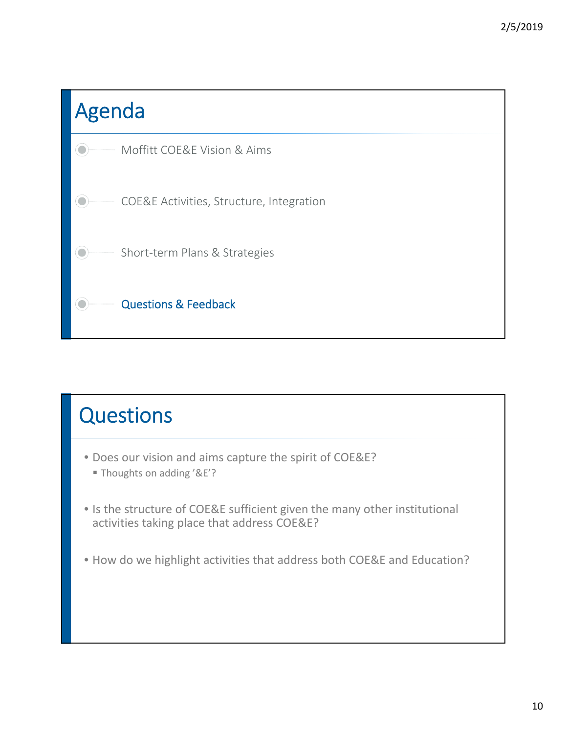## Agenda

- Moffitt COE&E Vision & Aims
- COE&E Activities, Structure, Integration
- Short-term Plans & Strategies
- **Questions & Feedback**

## Questions

- Does our vision and aims capture the spirit of COE&E?
  - Thoughts on adding '&E'?
- Is the structure of COE&E sufficient given the many other institutional activities taking place that address COE&E?
- How do we highlight activities that address both COE&E and Education?